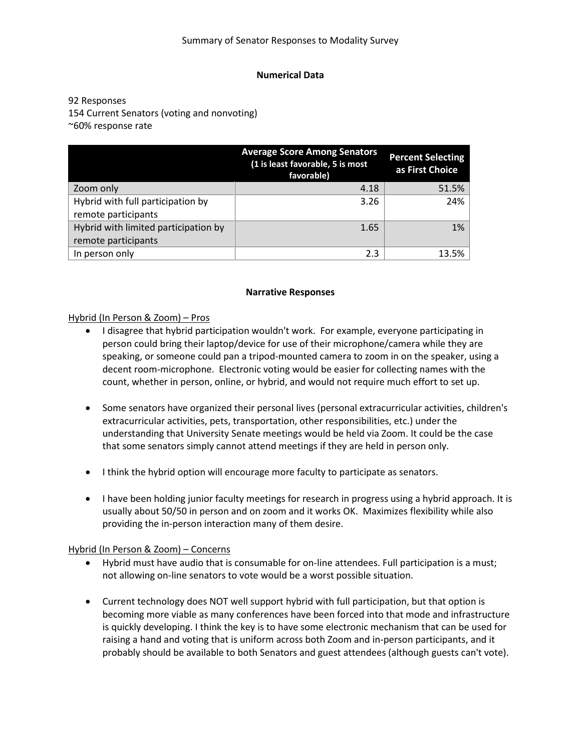Summary of Senator Responses to Modality Survey

## Numerical Data

92 Responses
154 Current Senators (voting and nonvoting)
~60% response rate

| | Average Score Among Senators (1 is least favorable, 5 is most favorable) | Percent Selecting as First Choice |
|---|---|---|
| Zoom only | 4.18 | 51.5% |
| Hybrid with full participation by remote participants | 3.26 | 24% |
| Hybrid with limited participation by remote participants | 1.65 | 1% |
| In person only | 2.3 | 13.5% |

## Narrative Responses

Hybrid (In Person & Zoom) – Pros

- I disagree that hybrid participation wouldn't work. For example, everyone participating in person could bring their laptop/device for use of their microphone/camera while they are speaking, or someone could pan a tripod-mounted camera to zoom in on the speaker, using a decent room-microphone. Electronic voting would be easier for collecting names with the count, whether in person, online, or hybrid, and would not require much effort to set up.

- Some senators have organized their personal lives (personal extracurricular activities, children's extracurricular activities, pets, transportation, other responsibilities, etc.) under the understanding that University Senate meetings would be held via Zoom. It could be the case that some senators simply cannot attend meetings if they are held in person only.

- I think the hybrid option will encourage more faculty to participate as senators.

- I have been holding junior faculty meetings for research in progress using a hybrid approach. It is usually about 50/50 in person and on zoom and it works OK. Maximizes flexibility while also providing the in-person interaction many of them desire.

Hybrid (In Person & Zoom) – Concerns

- Hybrid must have audio that is consumable for on-line attendees. Full participation is a must; not allowing on-line senators to vote would be a worst possible situation.

- Current technology does NOT well support hybrid with full participation, but that option is becoming more viable as many conferences have been forced into that mode and infrastructure is quickly developing. I think the key is to have some electronic mechanism that can be used for raising a hand and voting that is uniform across both Zoom and in-person participants, and it probably should be available to both Senators and guest attendees (although guests can't vote).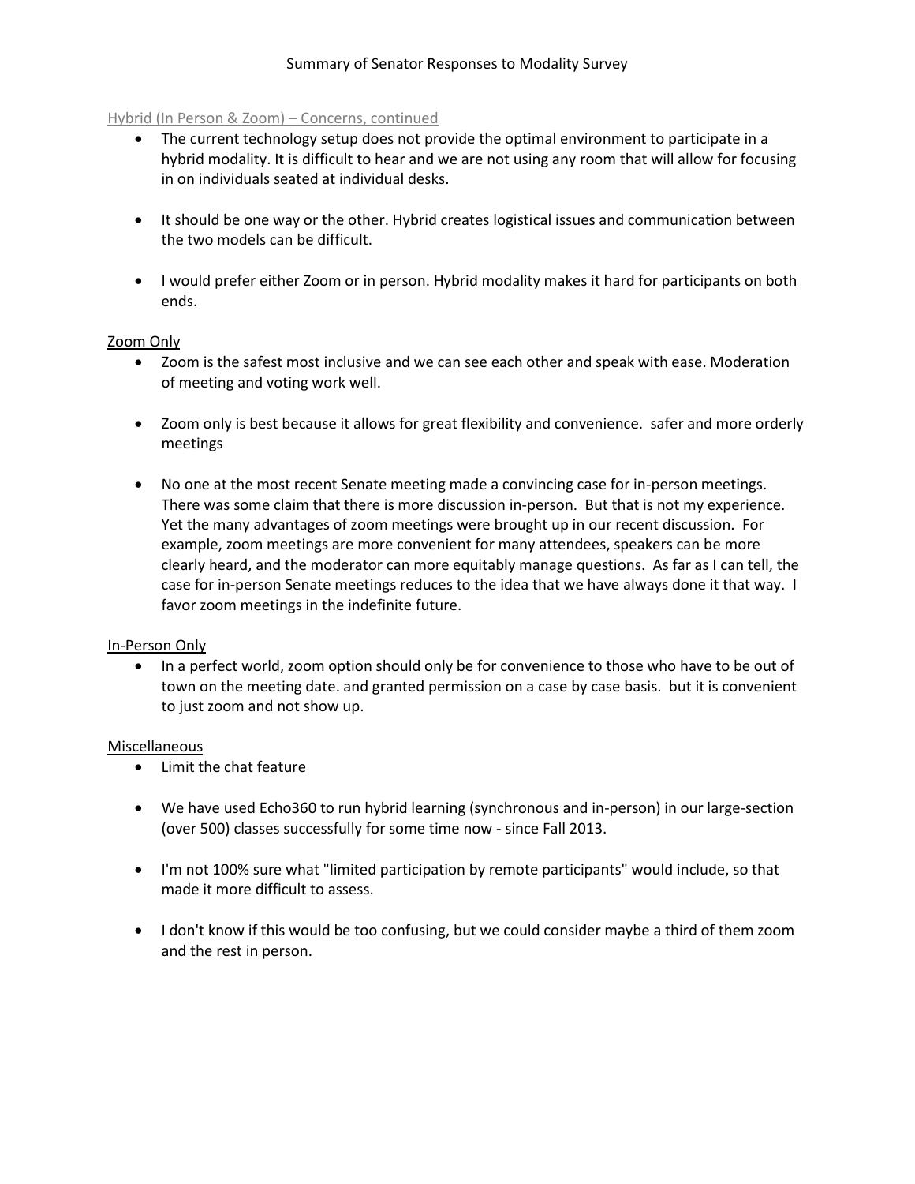Hybrid (In Person & Zoom) – Concerns, continued

- The current technology setup does not provide the optimal environment to participate in a hybrid modality. It is difficult to hear and we are not using any room that will allow for focusing in on individuals seated at individual desks.

- It should be one way or the other. Hybrid creates logistical issues and communication between the two models can be difficult.

- I would prefer either Zoom or in person. Hybrid modality makes it hard for participants on both ends.

Zoom Only

- Zoom is the safest most inclusive and we can see each other and speak with ease. Moderation of meeting and voting work well.

- Zoom only is best because it allows for great flexibility and convenience. safer and more orderly meetings

- No one at the most recent Senate meeting made a convincing case for in-person meetings. There was some claim that there is more discussion in-person. But that is not my experience. Yet the many advantages of zoom meetings were brought up in our recent discussion. For example, zoom meetings are more convenient for many attendees, speakers can be more clearly heard, and the moderator can more equitably manage questions. As far as I can tell, the case for in-person Senate meetings reduces to the idea that we have always done it that way. I favor zoom meetings in the indefinite future.

In-Person Only

- In a perfect world, zoom option should only be for convenience to those who have to be out of town on the meeting date. and granted permission on a case by case basis. but it is convenient to just zoom and not show up.

Miscellaneous

- Limit the chat feature

- We have used Echo360 to run hybrid learning (synchronous and in-person) in our large-section (over 500) classes successfully for some time now - since Fall 2013.

- I'm not 100% sure what "limited participation by remote participants" would include, so that made it more difficult to assess.

- I don't know if this would be too confusing, but we could consider maybe a third of them zoom and the rest in person.